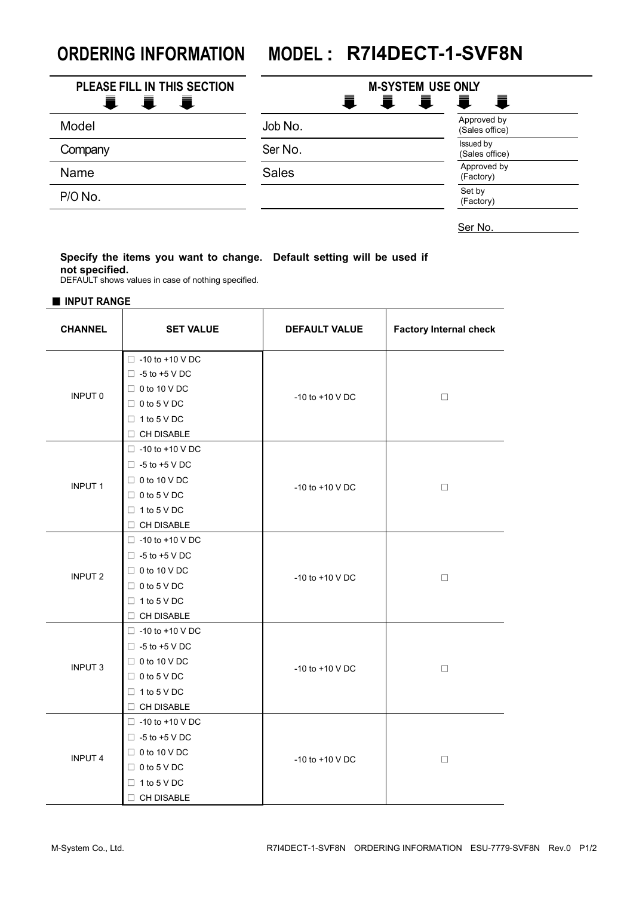# ORDERING INFORMATION MODEL : R7I4DECT-1-SVF8N

| PLEASE FILL IN THIS SECTION | M-SYSTEM USE ONLY | |
|---|---|---|
| Model | Job No. | Approved by (Sales office) |
| Company | Ser No. | Issued by (Sales office) |
| Name | Sales | Approved by (Factory) |
| P/O No. | | Set by (Factory) |

Ser No.

**Specify the items you want to change. Default setting will be used if not specified.**
DEFAULT shows values in case of nothing specified.

## ■ INPUT RANGE

| CHANNEL | SET VALUE | DEFAULT VALUE | Factory Internal check |
|---|---|---|---|
| INPUT 0 | □ -10 to +10 V DC<br>□ -5 to +5 V DC<br>□ 0 to 10 V DC<br>□ 0 to 5 V DC<br>□ 1 to 5 V DC<br>□ CH DISABLE | -10 to +10 V DC | □ |
| INPUT 1 | □ -10 to +10 V DC<br>□ -5 to +5 V DC<br>□ 0 to 10 V DC<br>□ 0 to 5 V DC<br>□ 1 to 5 V DC<br>□ CH DISABLE | -10 to +10 V DC | □ |
| INPUT 2 | □ -10 to +10 V DC<br>□ -5 to +5 V DC<br>□ 0 to 10 V DC<br>□ 0 to 5 V DC<br>□ 1 to 5 V DC<br>□ CH DISABLE | -10 to +10 V DC | □ |
| INPUT 3 | □ -10 to +10 V DC<br>□ -5 to +5 V DC<br>□ 0 to 10 V DC<br>□ 0 to 5 V DC<br>□ 1 to 5 V DC<br>□ CH DISABLE | -10 to +10 V DC | □ |
| INPUT 4 | □ -10 to +10 V DC<br>□ -5 to +5 V DC<br>□ 0 to 10 V DC<br>□ 0 to 5 V DC<br>□ 1 to 5 V DC<br>□ CH DISABLE | -10 to +10 V DC | □ |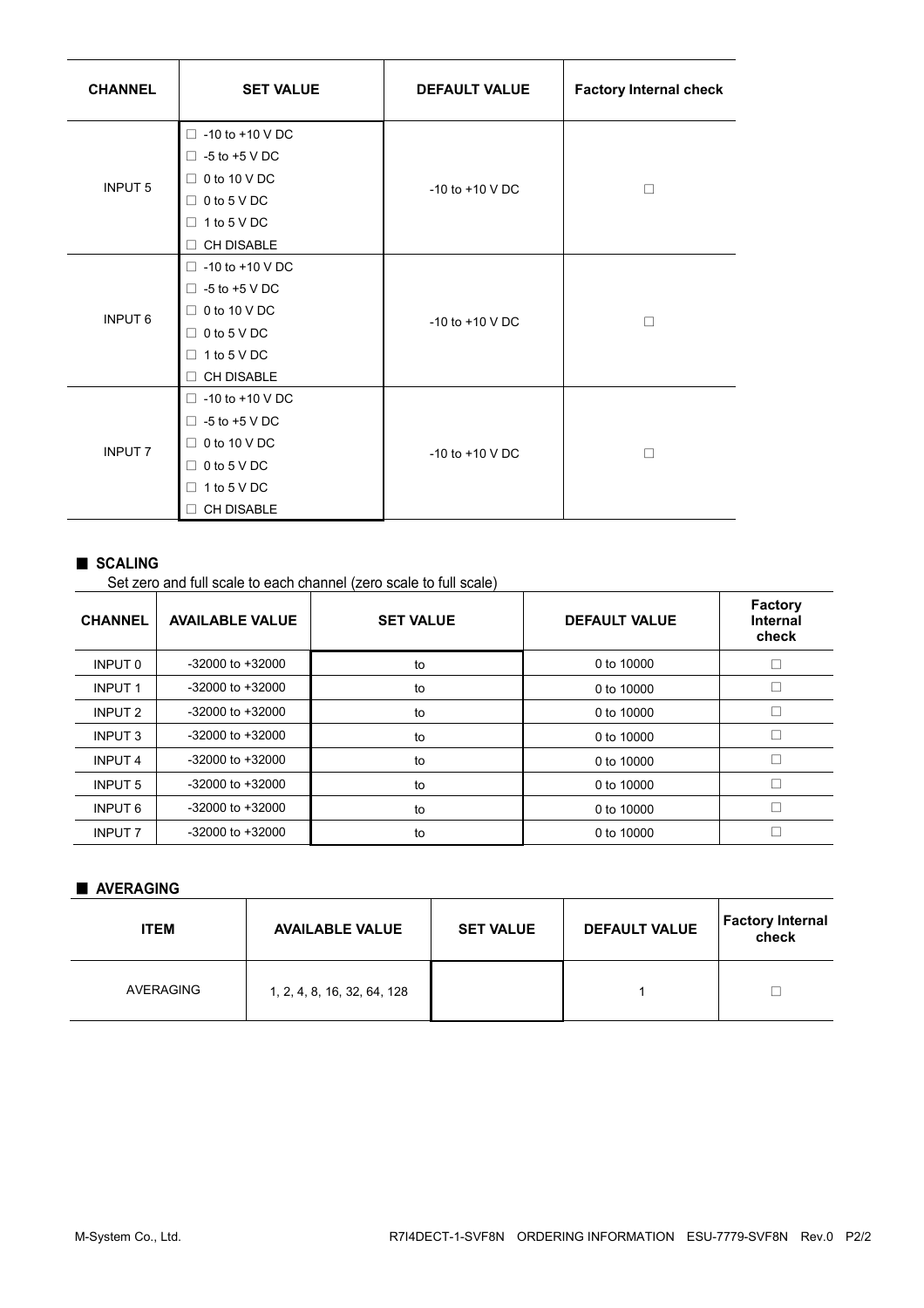| CHANNEL | SET VALUE | DEFAULT VALUE | Factory Internal check |
| --- | --- | --- | --- |
| INPUT 5 | □ -10 to +10 V DC<br>□ -5 to +5 V DC<br>□ 0 to 10 V DC<br>□ 0 to 5 V DC<br>□ 1 to 5 V DC<br>□ CH DISABLE | -10 to +10 V DC | □ |
| INPUT 6 | □ -10 to +10 V DC<br>□ -5 to +5 V DC<br>□ 0 to 10 V DC<br>□ 0 to 5 V DC<br>□ 1 to 5 V DC<br>□ CH DISABLE | -10 to +10 V DC | □ |
| INPUT 7 | □ -10 to +10 V DC<br>□ -5 to +5 V DC<br>□ 0 to 10 V DC<br>□ 0 to 5 V DC<br>□ 1 to 5 V DC<br>□ CH DISABLE | -10 to +10 V DC | □ |

## ■ SCALING

Set zero and full scale to each channel (zero scale to full scale)

| CHANNEL | AVAILABLE VALUE | SET VALUE | DEFAULT VALUE | Factory Internal check |
| --- | --- | --- | --- | --- |
| INPUT 0 | -32000 to +32000 | to | 0 to 10000 | □ |
| INPUT 1 | -32000 to +32000 | to | 0 to 10000 | □ |
| INPUT 2 | -32000 to +32000 | to | 0 to 10000 | □ |
| INPUT 3 | -32000 to +32000 | to | 0 to 10000 | □ |
| INPUT 4 | -32000 to +32000 | to | 0 to 10000 | □ |
| INPUT 5 | -32000 to +32000 | to | 0 to 10000 | □ |
| INPUT 6 | -32000 to +32000 | to | 0 to 10000 | □ |
| INPUT 7 | -32000 to +32000 | to | 0 to 10000 | □ |

## ■ AVERAGING

| ITEM | AVAILABLE VALUE | SET VALUE | DEFAULT VALUE | Factory Internal check |
| --- | --- | --- | --- | --- |
| AVERAGING | 1, 2, 4, 8, 16, 32, 64, 128 | | 1 | □ |